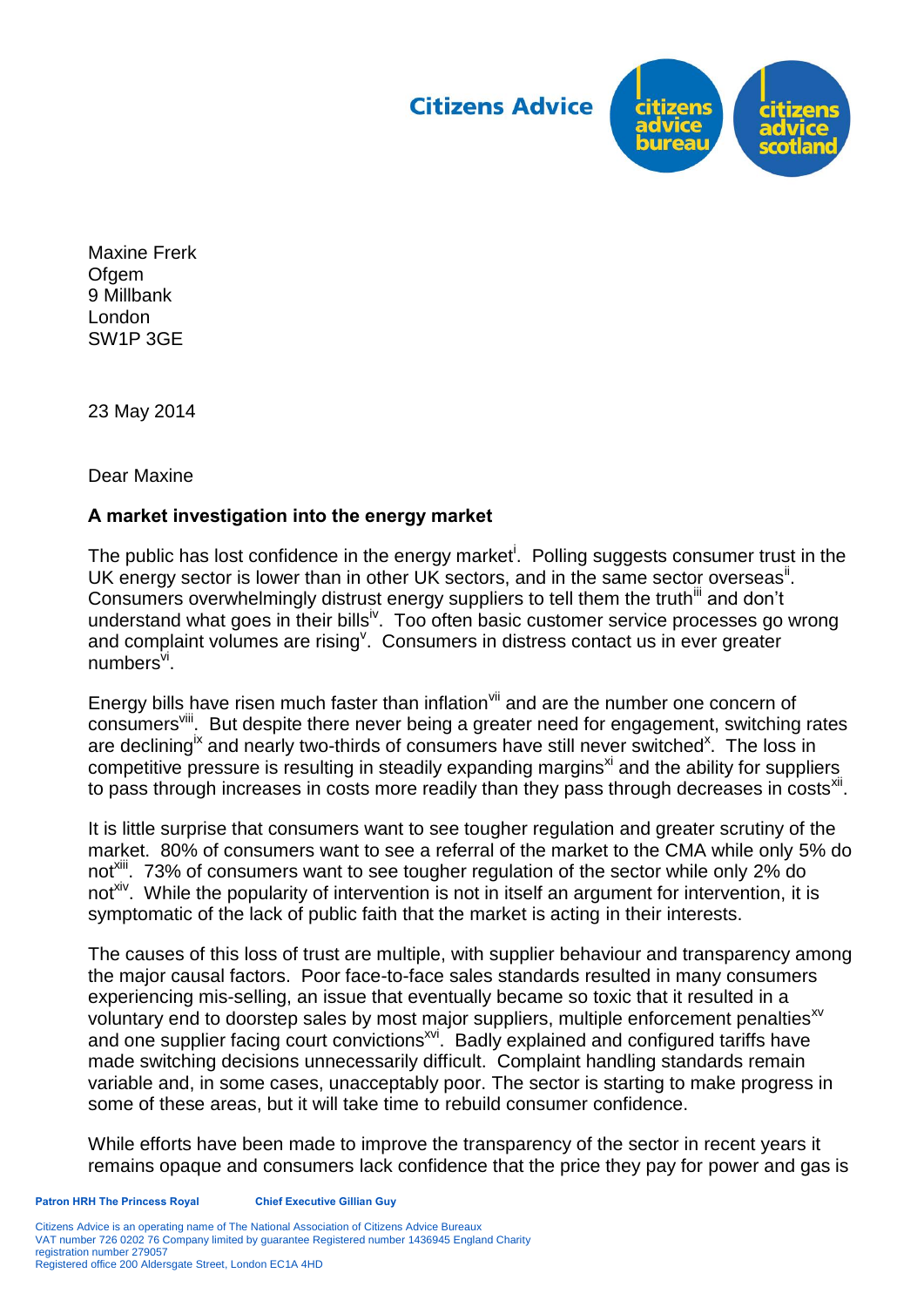Citizens Advice

Maxine Frerk
Ofgem
9 Millbank
London
SW1P 3GE

23 May 2014

Dear Maxine

**A market investigation into the energy market**

The public has lost confidence in the energy market[i]. Polling suggests consumer trust in the UK energy sector is lower than in other UK sectors, and in the same sector overseas[ii]. Consumers overwhelmingly distrust energy suppliers to tell them the truth[iii] and don't understand what goes in their bills[iv]. Too often basic customer service processes go wrong and complaint volumes are rising[v]. Consumers in distress contact us in ever greater numbers[vi].

Energy bills have risen much faster than inflation[vii] and are the number one concern of consumers[viii]. But despite there never being a greater need for engagement, switching rates are declining[ix] and nearly two-thirds of consumers have still never switched[x]. The loss in competitive pressure is resulting in steadily expanding margins[xi] and the ability for suppliers to pass through increases in costs more readily than they pass through decreases in costs[xii].

It is little surprise that consumers want to see tougher regulation and greater scrutiny of the market. 80% of consumers want to see a referral of the market to the CMA while only 5% do not[xiii]. 73% of consumers want to see tougher regulation of the sector while only 2% do not[xiv]. While the popularity of intervention is not in itself an argument for intervention, it is symptomatic of the lack of public faith that the market is acting in their interests.

The causes of this loss of trust are multiple, with supplier behaviour and transparency among the major causal factors. Poor face-to-face sales standards resulted in many consumers experiencing mis-selling, an issue that eventually became so toxic that it resulted in a voluntary end to doorstep sales by most major suppliers, multiple enforcement penalties[xv] and one supplier facing court convictions[xvi]. Badly explained and configured tariffs have made switching decisions unnecessarily difficult. Complaint handling standards remain variable and, in some cases, unacceptably poor. The sector is starting to make progress in some of these areas, but it will take time to rebuild consumer confidence.

While efforts have been made to improve the transparency of the sector in recent years it remains opaque and consumers lack confidence that the price they pay for power and gas is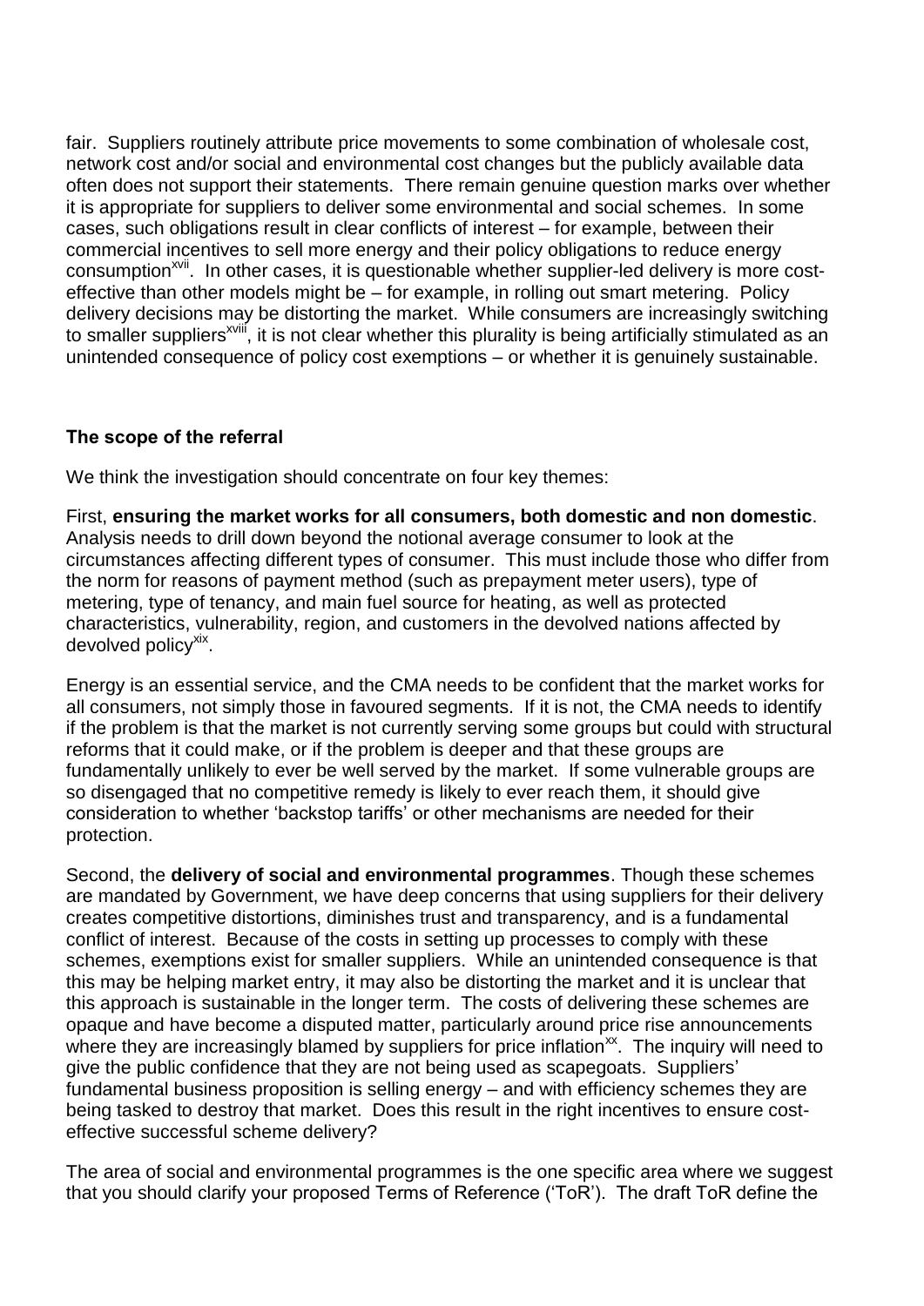fair. Suppliers routinely attribute price movements to some combination of wholesale cost, network cost and/or social and environmental cost changes but the publicly available data often does not support their statements. There remain genuine question marks over whether it is appropriate for suppliers to deliver some environmental and social schemes. In some cases, such obligations result in clear conflicts of interest – for example, between their commercial incentives to sell more energy and their policy obligations to reduce energy consumption[xvii]. In other cases, it is questionable whether supplier-led delivery is more cost-effective than other models might be – for example, in rolling out smart metering. Policy delivery decisions may be distorting the market. While consumers are increasingly switching to smaller suppliers[xviii], it is not clear whether this plurality is being artificially stimulated as an unintended consequence of policy cost exemptions – or whether it is genuinely sustainable.

**The scope of the referral**

We think the investigation should concentrate on four key themes:

First, **ensuring the market works for all consumers, both domestic and non domestic**. Analysis needs to drill down beyond the notional average consumer to look at the circumstances affecting different types of consumer. This must include those who differ from the norm for reasons of payment method (such as prepayment meter users), type of metering, type of tenancy, and main fuel source for heating, as well as protected characteristics, vulnerability, region, and customers in the devolved nations affected by devolved policy[xix].

Energy is an essential service, and the CMA needs to be confident that the market works for all consumers, not simply those in favoured segments. If it is not, the CMA needs to identify if the problem is that the market is not currently serving some groups but could with structural reforms that it could make, or if the problem is deeper and that these groups are fundamentally unlikely to ever be well served by the market. If some vulnerable groups are so disengaged that no competitive remedy is likely to ever reach them, it should give consideration to whether 'backstop tariffs' or other mechanisms are needed for their protection.

Second, the **delivery of social and environmental programmes**. Though these schemes are mandated by Government, we have deep concerns that using suppliers for their delivery creates competitive distortions, diminishes trust and transparency, and is a fundamental conflict of interest. Because of the costs in setting up processes to comply with these schemes, exemptions exist for smaller suppliers. While an unintended consequence is that this may be helping market entry, it may also be distorting the market and it is unclear that this approach is sustainable in the longer term. The costs of delivering these schemes are opaque and have become a disputed matter, particularly around price rise announcements where they are increasingly blamed by suppliers for price inflation[xx]. The inquiry will need to give the public confidence that they are not being used as scapegoats. Suppliers' fundamental business proposition is selling energy – and with efficiency schemes they are being tasked to destroy that market. Does this result in the right incentives to ensure cost-effective successful scheme delivery?

The area of social and environmental programmes is the one specific area where we suggest that you should clarify your proposed Terms of Reference ('ToR'). The draft ToR define the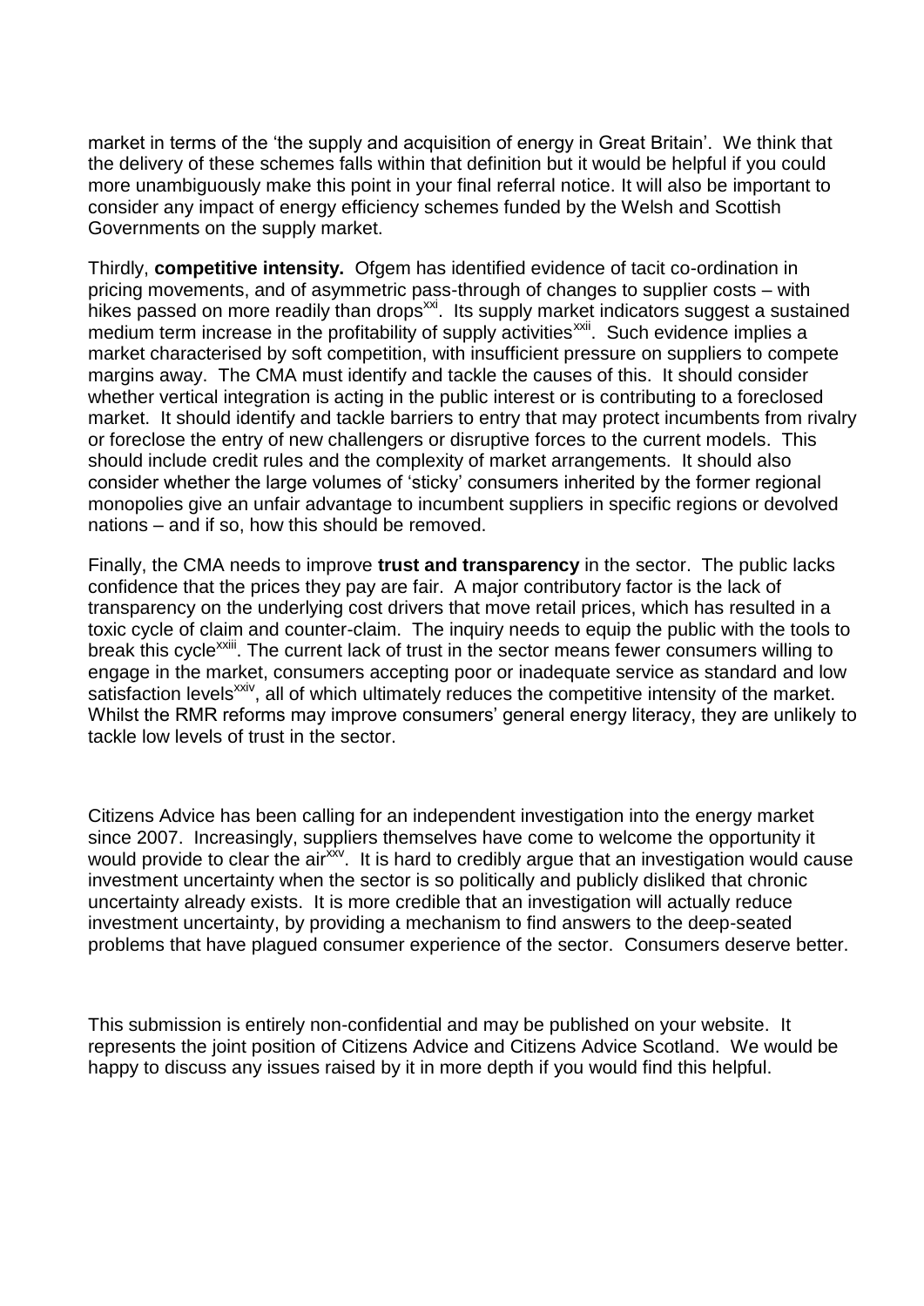market in terms of the 'the supply and acquisition of energy in Great Britain'. We think that the delivery of these schemes falls within that definition but it would be helpful if you could more unambiguously make this point in your final referral notice. It will also be important to consider any impact of energy efficiency schemes funded by the Welsh and Scottish Governments on the supply market.

Thirdly, **competitive intensity.** Ofgem has identified evidence of tacit co-ordination in pricing movements, and of asymmetric pass-through of changes to supplier costs – with hikes passed on more readily than drops[xxi]. Its supply market indicators suggest a sustained medium term increase in the profitability of supply activities[xxii]. Such evidence implies a market characterised by soft competition, with insufficient pressure on suppliers to compete margins away. The CMA must identify and tackle the causes of this. It should consider whether vertical integration is acting in the public interest or is contributing to a foreclosed market. It should identify and tackle barriers to entry that may protect incumbents from rivalry or foreclose the entry of new challengers or disruptive forces to the current models. This should include credit rules and the complexity of market arrangements. It should also consider whether the large volumes of 'sticky' consumers inherited by the former regional monopolies give an unfair advantage to incumbent suppliers in specific regions or devolved nations – and if so, how this should be removed.

Finally, the CMA needs to improve **trust and transparency** in the sector. The public lacks confidence that the prices they pay are fair. A major contributory factor is the lack of transparency on the underlying cost drivers that move retail prices, which has resulted in a toxic cycle of claim and counter-claim. The inquiry needs to equip the public with the tools to break this cycle[xxiii]. The current lack of trust in the sector means fewer consumers willing to engage in the market, consumers accepting poor or inadequate service as standard and low satisfaction levels[xxiv], all of which ultimately reduces the competitive intensity of the market. Whilst the RMR reforms may improve consumers' general energy literacy, they are unlikely to tackle low levels of trust in the sector.

Citizens Advice has been calling for an independent investigation into the energy market since 2007. Increasingly, suppliers themselves have come to welcome the opportunity it would provide to clear the air[xxv]. It is hard to credibly argue that an investigation would cause investment uncertainty when the sector is so politically and publicly disliked that chronic uncertainty already exists. It is more credible that an investigation will actually reduce investment uncertainty, by providing a mechanism to find answers to the deep-seated problems that have plagued consumer experience of the sector. Consumers deserve better.

This submission is entirely non-confidential and may be published on your website. It represents the joint position of Citizens Advice and Citizens Advice Scotland. We would be happy to discuss any issues raised by it in more depth if you would find this helpful.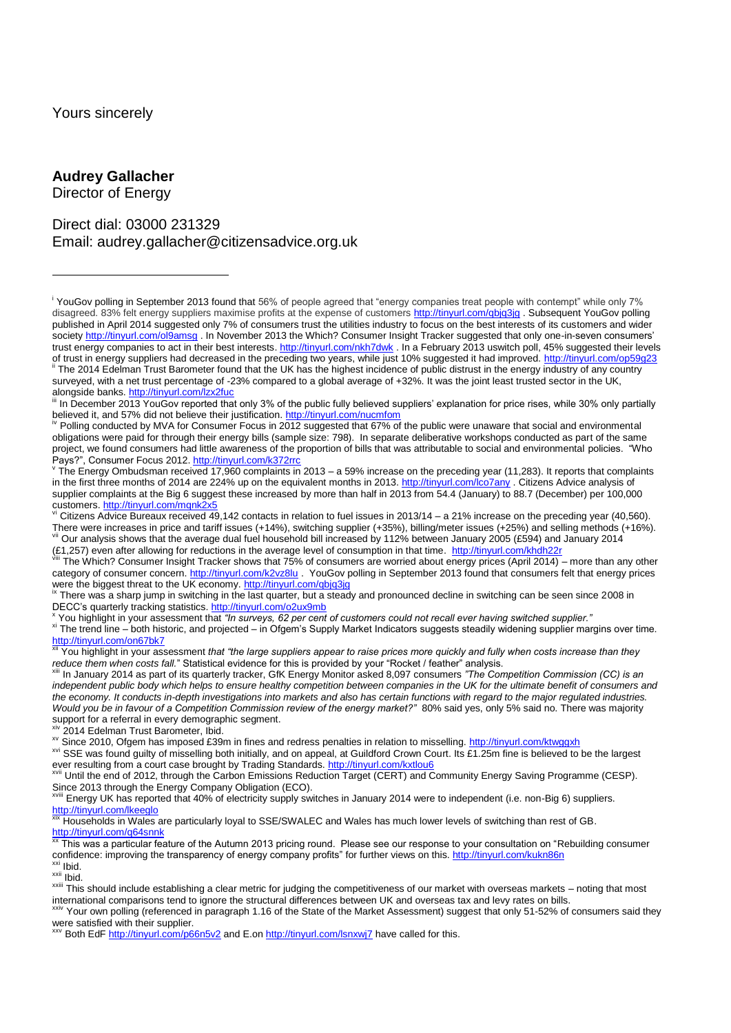Yours sincerely

**Audrey Gallacher**
Director of Energy

Direct dial: 03000 231329
Email: audrey.gallacher@citizensadvice.org.uk

---

[i] YouGov polling in September 2013 found that 56% of people agreed that "energy companies treat people with contempt" while only 7% disagreed. 83% felt energy suppliers maximise profits at the expense of customers http://tinyurl.com/qbjq3jg . Subsequent YouGov polling published in April 2014 suggested only 7% of consumers trust the utilities industry to focus on the best interests of its customers and wider society http://tinyurl.com/ol9amsg . In November 2013 the Which? Consumer Insight Tracker suggested that only one-in-seven consumers' trust energy companies to act in their best interests. http://tinyurl.com/nkh7dwk . In a February 2013 uswitch poll, 45% suggested their levels of trust in energy suppliers had decreased in the preceding two years, while just 10% suggested it had improved. http://tinyurl.com/op59g23

[ii] The 2014 Edelman Trust Barometer found that the UK has the highest incidence of public distrust in the energy industry of any country surveyed, with a net trust percentage of -23% compared to a global average of +32%. It was the joint least trusted sector in the UK, alongside banks. http://tinyurl.com/lzx2fuc

[iii] In December 2013 YouGov reported that only 3% of the public fully believed suppliers' explanation for price rises, while 30% only partially believed it, and 57% did not believe their justification. http://tinyurl.com/nucmfom

[iv] Polling conducted by MVA for Consumer Focus in 2012 suggested that 67% of the public were unaware that social and environmental obligations were paid for through their energy bills (sample size: 798). In separate deliberative workshops conducted as part of the same project, we found consumers had little awareness of the proportion of bills that was attributable to social and environmental policies. "Who Pays?", Consumer Focus 2012. http://tinyurl.com/k372rrc

[v] The Energy Ombudsman received 17,960 complaints in 2013 – a 59% increase on the preceding year (11,283). It reports that complaints in the first three months of 2014 are 224% up on the equivalent months in 2013. http://tinyurl.com/lco7any . Citizens Advice analysis of supplier complaints at the Big 6 suggest these increased by more than half in 2013 from 54.4 (January) to 88.7 (December) per 100,000 customers. http://tinyurl.com/mqnk2x5

[vi] Citizens Advice Bureaux received 49,142 contacts in relation to fuel issues in 2013/14 – a 21% increase on the preceding year (40,560). There were increases in price and tariff issues (+14%), switching supplier (+35%), billing/meter issues (+25%) and selling methods (+16%).

[vii] Our analysis shows that the average dual fuel household bill increased by 112% between January 2005 (£594) and January 2014 (£1,257) even after allowing for reductions in the average level of consumption in that time. http://tinyurl.com/khdh22r

[viii] The Which? Consumer Insight Tracker shows that 75% of consumers are worried about energy prices (April 2014) – more than any other category of consumer concern. http://tinyurl.com/k2vz8lu . YouGov polling in September 2013 found that consumers felt that energy prices were the biggest threat to the UK economy. http://tinyurl.com/qbjq3jg

[ix] There was a sharp jump in switching in the last quarter, but a steady and pronounced decline in switching can be seen since 2008 in DECC's quarterly tracking statistics. http://tinyurl.com/o2ux9mb

[x] You highlight in your assessment that *"In surveys, 62 per cent of customers could not recall ever having switched supplier."*

[xi] The trend line – both historic, and projected – in Ofgem's Supply Market Indicators suggests steadily widening supplier margins over time. http://tinyurl.com/on67bk7

[xii] You highlight in your assessment *that "the large suppliers appear to raise prices more quickly and fully when costs increase than they reduce them when costs fall.*" Statistical evidence for this is provided by your "Rocket / feather" analysis.

[xiii] In January 2014 as part of its quarterly tracker, GfK Energy Monitor asked 8,097 consumers *"The Competition Commission (CC) is an independent public body which helps to ensure healthy competition between companies in the UK for the ultimate benefit of consumers and the economy. It conducts in-depth investigations into markets and also has certain functions with regard to the major regulated industries. Would you be in favour of a Competition Commission review of the energy market?"* 80% said yes, only 5% said no. There was majority support for a referral in every demographic segment.

[xiv] 2014 Edelman Trust Barometer, Ibid.

[xv] Since 2010, Ofgem has imposed £39m in fines and redress penalties in relation to misselling. http://tinyurl.com/ktwgqxh

[xvi] SSE was found guilty of misselling both initially, and on appeal, at Guildford Crown Court. Its £1.25m fine is believed to be the largest ever resulting from a court case brought by Trading Standards. http://tinyurl.com/kxtlou6

[xvii] Until the end of 2012, through the Carbon Emissions Reduction Target (CERT) and Community Energy Saving Programme (CESP). Since 2013 through the Energy Company Obligation (ECO).

[xviii] Energy UK has reported that 40% of electricity supply switches in January 2014 were to independent (i.e. non-Big 6) suppliers. http://tinyurl.com/lkeeglo

[xix] Households in Wales are particularly loyal to SSE/SWALEC and Wales has much lower levels of switching than rest of GB. http://tinyurl.com/q64snnk

[xx] This was a particular feature of the Autumn 2013 pricing round. Please see our response to your consultation on "Rebuilding consumer confidence: improving the transparency of energy company profits" for further views on this. http://tinyurl.com/kukn86n

[xxi] Ibid.

[xxii] Ibid.

[xxiii] This should include establishing a clear metric for judging the competitiveness of our market with overseas markets – noting that most international comparisons tend to ignore the structural differences between UK and overseas tax and levy rates on bills.

[xxiv] Your own polling (referenced in paragraph 1.16 of the State of the Market Assessment) suggest that only 51-52% of consumers said they were satisfied with their supplier.

[xxv] Both EdF http://tinyurl.com/p66n5v2 and E.on http://tinyurl.com/lsnxwj7 have called for this.